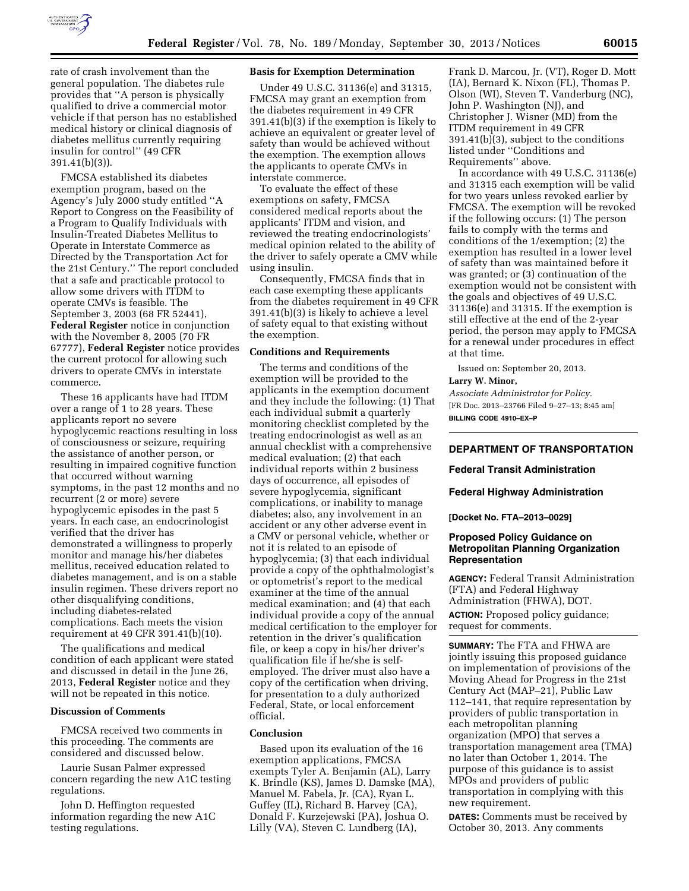rate of crash involvement than the general population. The diabetes rule provides that ''A person is physically qualified to drive a commercial motor vehicle if that person has no established medical history or clinical diagnosis of diabetes mellitus currently requiring insulin for control'' (49 CFR 391.41(b)(3)).

FMCSA established its diabetes exemption program, based on the Agency's July 2000 study entitled ''A Report to Congress on the Feasibility of a Program to Qualify Individuals with Insulin-Treated Diabetes Mellitus to Operate in Interstate Commerce as Directed by the Transportation Act for the 21st Century.'' The report concluded that a safe and practicable protocol to allow some drivers with ITDM to operate CMVs is feasible. The September 3, 2003 (68 FR 52441), **Federal Register** notice in conjunction with the November 8, 2005 (70 FR 67777), **Federal Register** notice provides the current protocol for allowing such drivers to operate CMVs in interstate commerce.

These 16 applicants have had ITDM over a range of 1 to 28 years. These applicants report no severe hypoglycemic reactions resulting in loss of consciousness or seizure, requiring the assistance of another person, or resulting in impaired cognitive function that occurred without warning symptoms, in the past 12 months and no recurrent (2 or more) severe hypoglycemic episodes in the past 5 years. In each case, an endocrinologist verified that the driver has demonstrated a willingness to properly monitor and manage his/her diabetes mellitus, received education related to diabetes management, and is on a stable insulin regimen. These drivers report no other disqualifying conditions, including diabetes-related complications. Each meets the vision requirement at 49 CFR 391.41(b)(10).

The qualifications and medical condition of each applicant were stated and discussed in detail in the June 26, 2013, **Federal Register** notice and they will not be repeated in this notice.

### Discussion of Comments

FMCSA received two comments in this proceeding. The comments are considered and discussed below.

Laurie Susan Palmer expressed concern regarding the new A1C testing regulations.

John D. Heffington requested information regarding the new A1C testing regulations.

### Basis for Exemption Determination

Under 49 U.S.C. 31136(e) and 31315, FMCSA may grant an exemption from the diabetes requirement in 49 CFR 391.41(b)(3) if the exemption is likely to achieve an equivalent or greater level of safety than would be achieved without the exemption. The exemption allows the applicants to operate CMVs in interstate commerce.

To evaluate the effect of these exemptions on safety, FMCSA considered medical reports about the applicants' ITDM and vision, and reviewed the treating endocrinologists' medical opinion related to the ability of the driver to safely operate a CMV while using insulin.

Consequently, FMCSA finds that in each case exempting these applicants from the diabetes requirement in 49 CFR 391.41(b)(3) is likely to achieve a level of safety equal to that existing without the exemption.

### Conditions and Requirements

The terms and conditions of the exemption will be provided to the applicants in the exemption document and they include the following: (1) That each individual submit a quarterly monitoring checklist completed by the treating endocrinologist as well as an annual checklist with a comprehensive medical evaluation; (2) that each individual reports within 2 business days of occurrence, all episodes of severe hypoglycemia, significant complications, or inability to manage diabetes; also, any involvement in an accident or any other adverse event in a CMV or personal vehicle, whether or not it is related to an episode of hypoglycemia; (3) that each individual provide a copy of the ophthalmologist's or optometrist's report to the medical examiner at the time of the annual medical examination; and (4) that each individual provide a copy of the annual medical certification to the employer for retention in the driver's qualification file, or keep a copy in his/her driver's qualification file if he/she is self-employed. The driver must also have a copy of the certification when driving, for presentation to a duly authorized Federal, State, or local enforcement official.

### Conclusion

Based upon its evaluation of the 16 exemption applications, FMCSA exempts Tyler A. Benjamin (AL), Larry K. Brindle (KS), James D. Damske (MA), Manuel M. Fabela, Jr. (CA), Ryan L. Guffey (IL), Richard B. Harvey (CA), Donald F. Kurzejewski (PA), Joshua O. Lilly (VA), Steven C. Lundberg (IA), Frank D. Marcou, Jr. (VT), Roger D. Mott (IA), Bernard K. Nixon (FL), Thomas P. Olson (WI), Steven T. Vanderburg (NC), John P. Washington (NJ), and Christopher J. Wisner (MD) from the ITDM requirement in 49 CFR 391.41(b)(3), subject to the conditions listed under ''Conditions and Requirements'' above.

In accordance with 49 U.S.C. 31136(e) and 31315 each exemption will be valid for two years unless revoked earlier by FMCSA. The exemption will be revoked if the following occurs: (1) The person fails to comply with the terms and conditions of the 1/exemption; (2) the exemption has resulted in a lower level of safety than was maintained before it was granted; or (3) continuation of the exemption would not be consistent with the goals and objectives of 49 U.S.C. 31136(e) and 31315. If the exemption is still effective at the end of the 2-year period, the person may apply to FMCSA for a renewal under procedures in effect at that time.

Issued on: September 20, 2013.

**Larry W. Minor,**

*Associate Administrator for Policy.*

[FR Doc. 2013–23766 Filed 9–27–13; 8:45 am]

**BILLING CODE 4910–EX–P**

## DEPARTMENT OF TRANSPORTATION

### Federal Transit Administration

### Federal Highway Administration

**[Docket No. FTA–2013–0029]**

### Proposed Policy Guidance on Metropolitan Planning Organization Representation

**AGENCY:** Federal Transit Administration (FTA) and Federal Highway Administration (FHWA), DOT.

**ACTION:** Proposed policy guidance; request for comments.

**SUMMARY:** The FTA and FHWA are jointly issuing this proposed guidance on implementation of provisions of the Moving Ahead for Progress in the 21st Century Act (MAP–21), Public Law 112–141, that require representation by providers of public transportation in each metropolitan planning organization (MPO) that serves a transportation management area (TMA) no later than October 1, 2014. The purpose of this guidance is to assist MPOs and providers of public transportation in complying with this new requirement.

**DATES:** Comments must be received by October 30, 2013. Any comments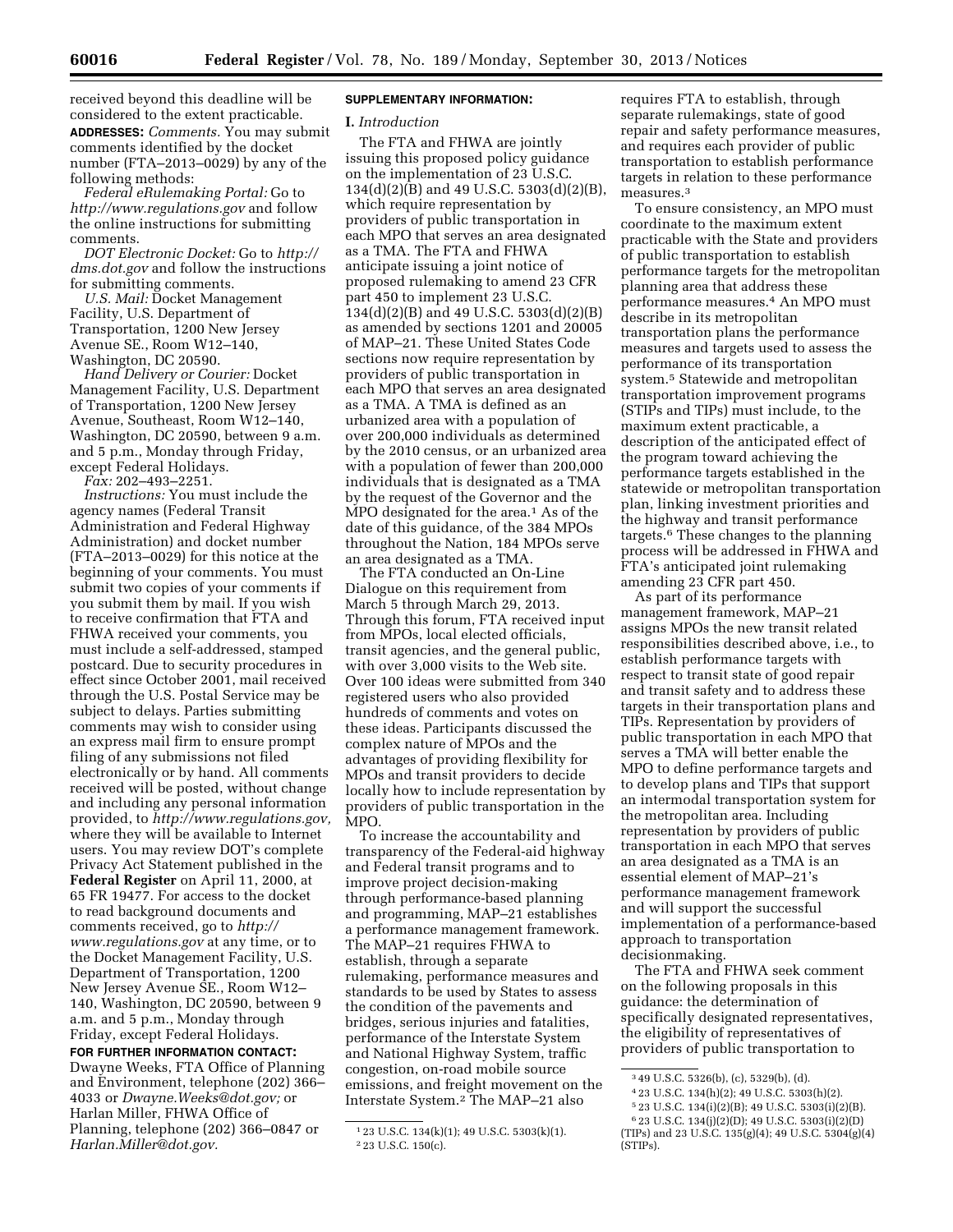received beyond this deadline will be considered to the extent practicable.

**ADDRESSES:** *Comments.* You may submit comments identified by the docket number (FTA–2013–0029) by any of the following methods:

*Federal eRulemaking Portal:* Go to *http://www.regulations.gov* and follow the online instructions for submitting comments.

*DOT Electronic Docket:* Go to *http://dms.dot.gov* and follow the instructions for submitting comments.

*U.S. Mail:* Docket Management Facility, U.S. Department of Transportation, 1200 New Jersey Avenue SE., Room W12–140, Washington, DC 20590.

*Hand Delivery or Courier:* Docket Management Facility, U.S. Department of Transportation, 1200 New Jersey Avenue, Southeast, Room W12–140, Washington, DC 20590, between 9 a.m. and 5 p.m., Monday through Friday, except Federal Holidays.

*Fax:* 202–493–2251.

*Instructions:* You must include the agency names (Federal Transit Administration and Federal Highway Administration) and docket number (FTA–2013–0029) for this notice at the beginning of your comments. You must submit two copies of your comments if you submit them by mail. If you wish to receive confirmation that FTA and FHWA received your comments, you must include a self-addressed, stamped postcard. Due to security procedures in effect since October 2001, mail received through the U.S. Postal Service may be subject to delays. Parties submitting comments may wish to consider using an express mail firm to ensure prompt filing of any submissions not filed electronically or by hand. All comments received will be posted, without change and including any personal information provided, to *http://www.regulations.gov,* where they will be available to Internet users. You may review DOT's complete Privacy Act Statement published in the **Federal Register** on April 11, 2000, at 65 FR 19477. For access to the docket to read background documents and comments received, go to *http://www.regulations.gov* at any time, or to the Docket Management Facility, U.S. Department of Transportation, 1200 New Jersey Avenue SE., Room W12–140, Washington, DC 20590, between 9 a.m. and 5 p.m., Monday through Friday, except Federal Holidays.

**FOR FURTHER INFORMATION CONTACT:** Dwayne Weeks, FTA Office of Planning and Environment, telephone (202) 366–4033 or *Dwayne.Weeks@dot.gov;* or Harlan Miller, FHWA Office of Planning, telephone (202) 366–0847 or *Harlan.Miller@dot.gov.*

**SUPPLEMENTARY INFORMATION:**

**I.** *Introduction*

The FTA and FHWA are jointly issuing this proposed policy guidance on the implementation of 23 U.S.C. 134(d)(2)(B) and 49 U.S.C. 5303(d)(2)(B), which require representation by providers of public transportation in each MPO that serves an area designated as a TMA. The FTA and FHWA anticipate issuing a joint notice of proposed rulemaking to amend 23 CFR part 450 to implement 23 U.S.C. 134(d)(2)(B) and 49 U.S.C. 5303(d)(2)(B) as amended by sections 1201 and 20005 of MAP–21. These United States Code sections now require representation by providers of public transportation in each MPO that serves an area designated as a TMA. A TMA is defined as an urbanized area with a population of over 200,000 individuals as determined by the 2010 census, or an urbanized area with a population of fewer than 200,000 individuals that is designated as a TMA by the request of the Governor and the MPO designated for the area.[1] As of the date of this guidance, of the 384 MPOs throughout the Nation, 184 MPOs serve an area designated as a TMA.

The FTA conducted an On-Line Dialogue on this requirement from March 5 through March 29, 2013. Through this forum, FTA received input from MPOs, local elected officials, transit agencies, and the general public, with over 3,000 visits to the Web site. Over 100 ideas were submitted from 340 registered users who also provided hundreds of comments and votes on these ideas. Participants discussed the complex nature of MPOs and the advantages of providing flexibility for MPOs and transit providers to decide locally how to include representation by providers of public transportation in the MPO.

To increase the accountability and transparency of the Federal-aid highway and Federal transit programs and to improve project decision-making through performance-based planning and programming, MAP–21 establishes a performance management framework. The MAP–21 requires FHWA to establish, through a separate rulemaking, performance measures and standards to be used by States to assess the condition of the pavements and bridges, serious injuries and fatalities, performance of the Interstate System and National Highway System, traffic congestion, on-road mobile source emissions, and freight movement on the Interstate System.[2] The MAP–21 also requires FTA to establish, through separate rulemakings, state of good repair and safety performance measures, and requires each provider of public transportation to establish performance targets in relation to these performance measures.[3]

To ensure consistency, an MPO must coordinate to the maximum extent practicable with the State and providers of public transportation to establish performance targets for the metropolitan planning area that address these performance measures.[4] An MPO must describe in its metropolitan transportation plans the performance measures and targets used to assess the performance of its transportation system.[5] Statewide and metropolitan transportation improvement programs (STIPs and TIPs) must include, to the maximum extent practicable, a description of the anticipated effect of the program toward achieving the performance targets established in the statewide or metropolitan transportation plan, linking investment priorities and the highway and transit performance targets.[6] These changes to the planning process will be addressed in FHWA and FTA's anticipated joint rulemaking amending 23 CFR part 450.

As part of its performance management framework, MAP–21 assigns MPOs the new transit related responsibilities described above, i.e., to establish performance targets with respect to transit state of good repair and transit safety and to address these targets in their transportation plans and TIPs. Representation by providers of public transportation in each MPO that serves a TMA will better enable the MPO to define performance targets and to develop plans and TIPs that support an intermodal transportation system for the metropolitan area. Including representation by providers of public transportation in each MPO that serves an area designated as a TMA is an essential element of MAP–21's performance management framework and will support the successful implementation of a performance-based approach to transportation decisionmaking.

The FTA and FHWA seek comment on the following proposals in this guidance: the determination of specifically designated representatives, the eligibility of representatives of providers of public transportation to

---

[1] 23 U.S.C. 134(k)(1); 49 U.S.C. 5303(k)(1).

[2] 23 U.S.C. 150(c).

[3] 49 U.S.C. 5326(b), (c), 5329(b), (d).

[4] 23 U.S.C. 134(h)(2); 49 U.S.C. 5303(h)(2).

[5] 23 U.S.C. 134(i)(2)(B); 49 U.S.C. 5303(i)(2)(B).

[6] 23 U.S.C. 134(j)(2)(D); 49 U.S.C. 5303(i)(2)(D) (TIPs) and 23 U.S.C. 135(g)(4); 49 U.S.C. 5304(g)(4) (STIPs).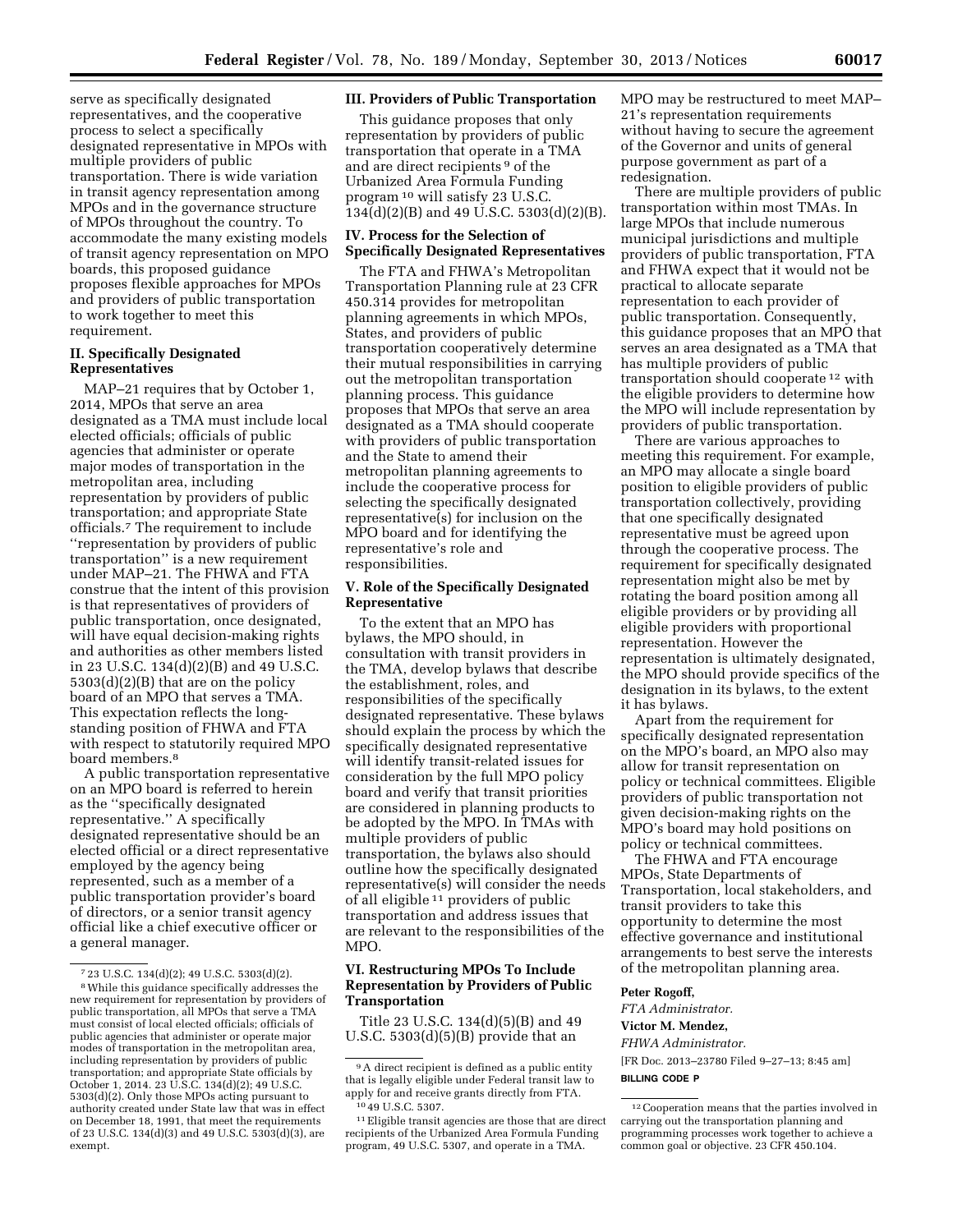serve as specifically designated representatives, and the cooperative process to select a specifically designated representative in MPOs with multiple providers of public transportation. There is wide variation in transit agency representation among MPOs and in the governance structure of MPOs throughout the country. To accommodate the many existing models of transit agency representation on MPO boards, this proposed guidance proposes flexible approaches for MPOs and providers of public transportation to work together to meet this requirement.

## II. Specifically Designated Representatives

MAP–21 requires that by October 1, 2014, MPOs that serve an area designated as a TMA must include local elected officials; officials of public agencies that administer or operate major modes of transportation in the metropolitan area, including representation by providers of public transportation; and appropriate State officials.[7] The requirement to include ''representation by providers of public transportation'' is a new requirement under MAP–21. The FHWA and FTA construe that the intent of this provision is that representatives of providers of public transportation, once designated, will have equal decision-making rights and authorities as other members listed in 23 U.S.C. 134(d)(2)(B) and 49 U.S.C. 5303(d)(2)(B) that are on the policy board of an MPO that serves a TMA. This expectation reflects the long-standing position of FHWA and FTA with respect to statutorily required MPO board members.[8]

A public transportation representative on an MPO board is referred to herein as the ''specifically designated representative.'' A specifically designated representative should be an elected official or a direct representative employed by the agency being represented, such as a member of a public transportation provider's board of directors, or a senior transit agency official like a chief executive officer or a general manager.

## III. Providers of Public Transportation

This guidance proposes that only representation by providers of public transportation that operate in a TMA and are direct recipients[9] of the Urbanized Area Formula Funding program[10] will satisfy 23 U.S.C. 134(d)(2)(B) and 49 U.S.C. 5303(d)(2)(B).

## IV. Process for the Selection of Specifically Designated Representatives

The FTA and FHWA's Metropolitan Transportation Planning rule at 23 CFR 450.314 provides for metropolitan planning agreements in which MPOs, States, and providers of public transportation cooperatively determine their mutual responsibilities in carrying out the metropolitan transportation planning process. This guidance proposes that MPOs that serve an area designated as a TMA should cooperate with providers of public transportation and the State to amend their metropolitan planning agreements to include the cooperative process for selecting the specifically designated representative(s) for inclusion on the MPO board and for identifying the representative's role and responsibilities.

## V. Role of the Specifically Designated Representative

To the extent that an MPO has bylaws, the MPO should, in consultation with transit providers in the TMA, develop bylaws that describe the establishment, roles, and responsibilities of the specifically designated representative. These bylaws should explain the process by which the specifically designated representative will identify transit-related issues for consideration by the full MPO policy board and verify that transit priorities are considered in planning products to be adopted by the MPO. In TMAs with multiple providers of public transportation, the bylaws also should outline how the specifically designated representative(s) will consider the needs of all eligible[11] providers of public transportation and address issues that are relevant to the responsibilities of the MPO.

## VI. Restructuring MPOs To Include Representation by Providers of Public Transportation

Title 23 U.S.C. 134(d)(5)(B) and 49 U.S.C. 5303(d)(5)(B) provide that an MPO may be restructured to meet MAP–21's representation requirements without having to secure the agreement of the Governor and units of general purpose government as part of a redesignation.

There are multiple providers of public transportation within most TMAs. In large MPOs that include numerous municipal jurisdictions and multiple providers of public transportation, FTA and FHWA expect that it would not be practical to allocate separate representation to each provider of public transportation. Consequently, this guidance proposes that an MPO that serves an area designated as a TMA that has multiple providers of public transportation should cooperate[12] with the eligible providers to determine how the MPO will include representation by providers of public transportation.

There are various approaches to meeting this requirement. For example, an MPO may allocate a single board position to eligible providers of public transportation collectively, providing that one specifically designated representative must be agreed upon through the cooperative process. The requirement for specifically designated representation might also be met by rotating the board position among all eligible providers or by providing all eligible providers with proportional representation. However the representation is ultimately designated, the MPO should provide specifics of the designation in its bylaws, to the extent it has bylaws.

Apart from the requirement for specifically designated representation on the MPO's board, an MPO also may allow for transit representation on policy or technical committees. Eligible providers of public transportation not given decision-making rights on the MPO's board may hold positions on policy or technical committees.

The FHWA and FTA encourage MPOs, State Departments of Transportation, local stakeholders, and transit providers to take this opportunity to determine the most effective governance and institutional arrangements to best serve the interests of the metropolitan planning area.

**Peter Rogoff,**

*FTA Administrator.*

**Victor M. Mendez,**

*FHWA Administrator.*

[FR Doc. 2013–23780 Filed 9–27–13; 8:45 am]

**BILLING CODE P**

---

[7] 23 U.S.C. 134(d)(2); 49 U.S.C. 5303(d)(2).

[8] While this guidance specifically addresses the new requirement for representation by providers of public transportation, all MPOs that serve a TMA must consist of local elected officials; officials of public agencies that administer or operate major modes of transportation in the metropolitan area, including representation by providers of public transportation; and appropriate State officials by October 1, 2014. 23 U.S.C. 134(d)(2); 49 U.S.C. 5303(d)(2). Only those MPOs acting pursuant to authority created under State law that was in effect on December 18, 1991, that meet the requirements of 23 U.S.C. 134(d)(3) and 49 U.S.C. 5303(d)(3), are exempt.

[9] A direct recipient is defined as a public entity that is legally eligible under Federal transit law to apply for and receive grants directly from FTA.

[10] 49 U.S.C. 5307.

[11] Eligible transit agencies are those that are direct recipients of the Urbanized Area Formula Funding program, 49 U.S.C. 5307, and operate in a TMA.

[12] Cooperation means that the parties involved in carrying out the transportation planning and programming processes work together to achieve a common goal or objective. 23 CFR 450.104.